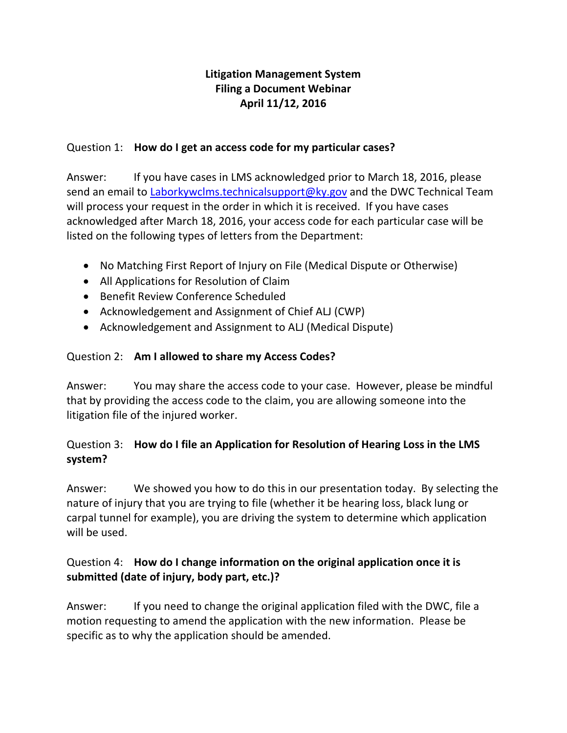# Litigation Management System
# Filing a Document Webinar
# April 11/12, 2016

Question 1: **How do I get an access code for my particular cases?**

Answer: If you have cases in LMS acknowledged prior to March 18, 2016, please send an email to Laborkywclms.technicalsupport@ky.gov and the DWC Technical Team will process your request in the order in which it is received. If you have cases acknowledged after March 18, 2016, your access code for each particular case will be listed on the following types of letters from the Department:

- No Matching First Report of Injury on File (Medical Dispute or Otherwise)
- All Applications for Resolution of Claim
- Benefit Review Conference Scheduled
- Acknowledgement and Assignment of Chief ALJ (CWP)
- Acknowledgement and Assignment to ALJ (Medical Dispute)

Question 2: **Am I allowed to share my Access Codes?**

Answer: You may share the access code to your case. However, please be mindful that by providing the access code to the claim, you are allowing someone into the litigation file of the injured worker.

Question 3: **How do I file an Application for Resolution of Hearing Loss in the LMS system?**

Answer: We showed you how to do this in our presentation today. By selecting the nature of injury that you are trying to file (whether it be hearing loss, black lung or carpal tunnel for example), you are driving the system to determine which application will be used.

Question 4: **How do I change information on the original application once it is submitted (date of injury, body part, etc.)?**

Answer: If you need to change the original application filed with the DWC, file a motion requesting to amend the application with the new information. Please be specific as to why the application should be amended.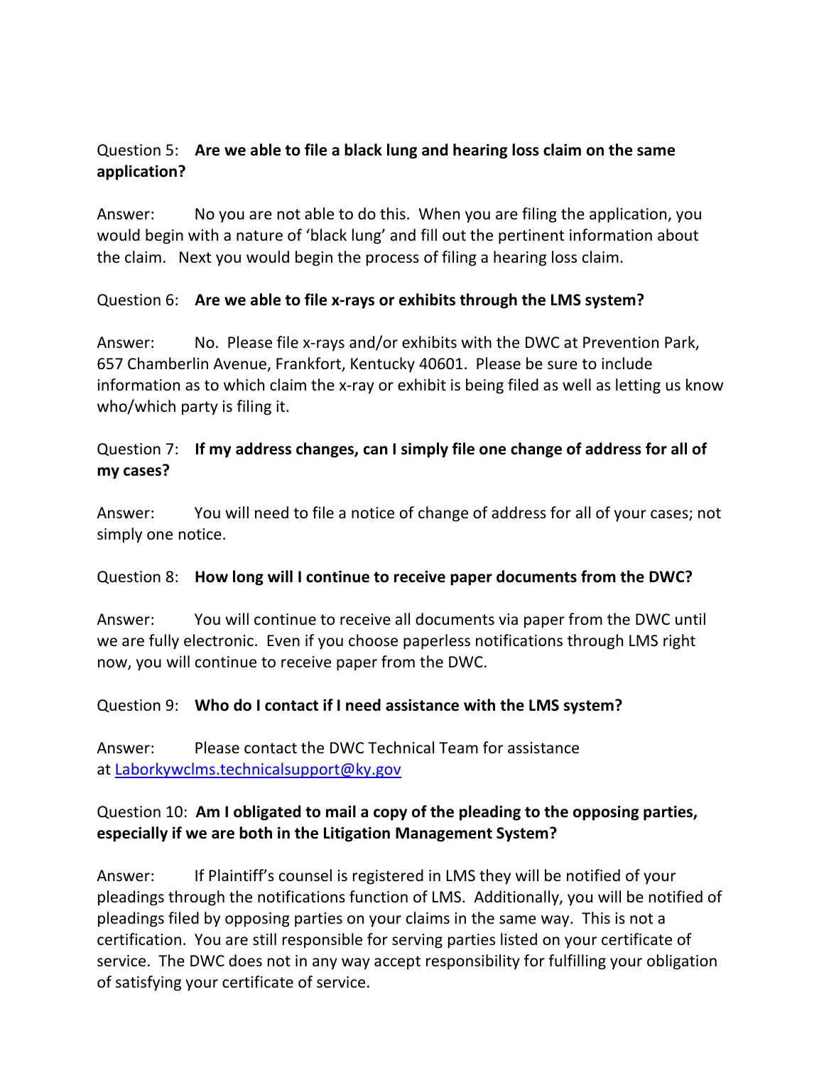Question 5: **Are we able to file a black lung and hearing loss claim on the same application?**

Answer: No you are not able to do this. When you are filing the application, you would begin with a nature of 'black lung' and fill out the pertinent information about the claim. Next you would begin the process of filing a hearing loss claim.

Question 6: **Are we able to file x-rays or exhibits through the LMS system?**

Answer: No. Please file x-rays and/or exhibits with the DWC at Prevention Park, 657 Chamberlin Avenue, Frankfort, Kentucky 40601. Please be sure to include information as to which claim the x-ray or exhibit is being filed as well as letting us know who/which party is filing it.

Question 7: **If my address changes, can I simply file one change of address for all of my cases?**

Answer: You will need to file a notice of change of address for all of your cases; not simply one notice.

Question 8: **How long will I continue to receive paper documents from the DWC?**

Answer: You will continue to receive all documents via paper from the DWC until we are fully electronic. Even if you choose paperless notifications through LMS right now, you will continue to receive paper from the DWC.

Question 9: **Who do I contact if I need assistance with the LMS system?**

Answer: Please contact the DWC Technical Team for assistance at [Laborkywclms.technicalsupport@ky.gov](mailto:Laborkywclms.technicalsupport@ky.gov)

Question 10: **Am I obligated to mail a copy of the pleading to the opposing parties, especially if we are both in the Litigation Management System?**

Answer: If Plaintiff's counsel is registered in LMS they will be notified of your pleadings through the notifications function of LMS. Additionally, you will be notified of pleadings filed by opposing parties on your claims in the same way. This is not a certification. You are still responsible for serving parties listed on your certificate of service. The DWC does not in any way accept responsibility for fulfilling your obligation of satisfying your certificate of service.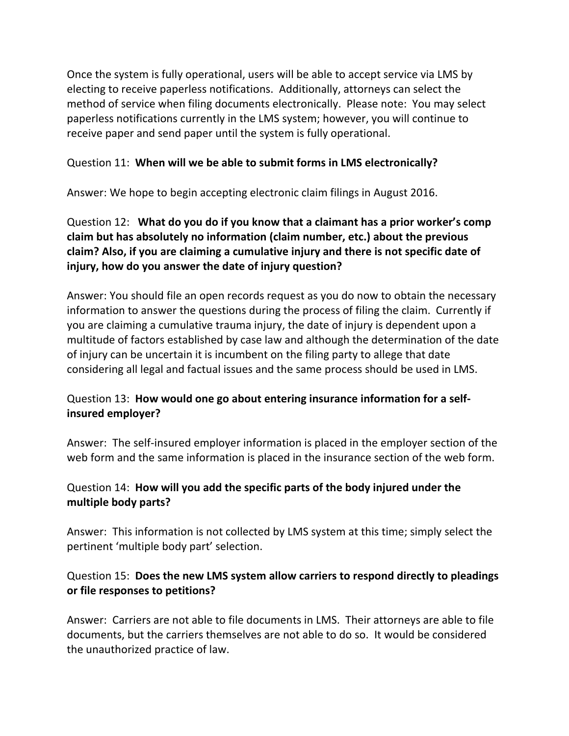Once the system is fully operational, users will be able to accept service via LMS by electing to receive paperless notifications. Additionally, attorneys can select the method of service when filing documents electronically. Please note: You may select paperless notifications currently in the LMS system; however, you will continue to receive paper and send paper until the system is fully operational.

Question 11: **When will we be able to submit forms in LMS electronically?**

Answer: We hope to begin accepting electronic claim filings in August 2016.

Question 12: **What do you do if you know that a claimant has a prior worker's comp claim but has absolutely no information (claim number, etc.) about the previous claim? Also, if you are claiming a cumulative injury and there is not specific date of injury, how do you answer the date of injury question?**

Answer: You should file an open records request as you do now to obtain the necessary information to answer the questions during the process of filing the claim. Currently if you are claiming a cumulative trauma injury, the date of injury is dependent upon a multitude of factors established by case law and although the determination of the date of injury can be uncertain it is incumbent on the filing party to allege that date considering all legal and factual issues and the same process should be used in LMS.

Question 13: **How would one go about entering insurance information for a self-insured employer?**

Answer: The self-insured employer information is placed in the employer section of the web form and the same information is placed in the insurance section of the web form.

Question 14: **How will you add the specific parts of the body injured under the multiple body parts?**

Answer: This information is not collected by LMS system at this time; simply select the pertinent 'multiple body part' selection.

Question 15: **Does the new LMS system allow carriers to respond directly to pleadings or file responses to petitions?**

Answer: Carriers are not able to file documents in LMS. Their attorneys are able to file documents, but the carriers themselves are not able to do so. It would be considered the unauthorized practice of law.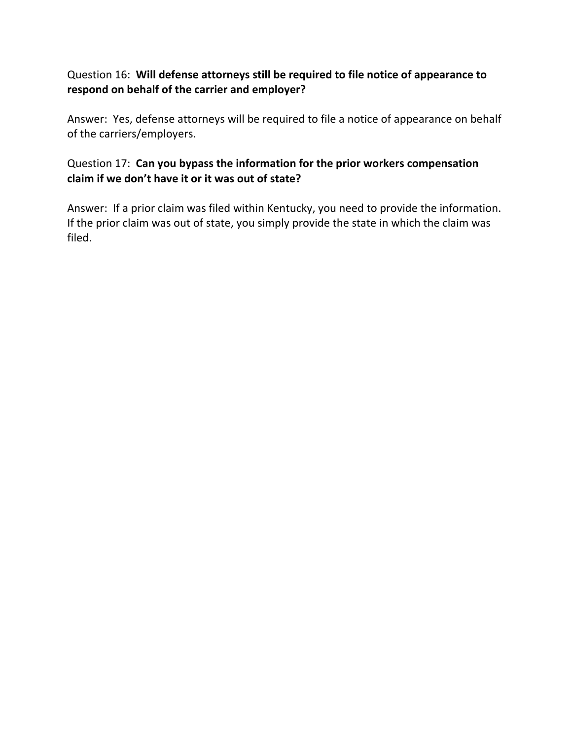Question 16: **Will defense attorneys still be required to file notice of appearance to respond on behalf of the carrier and employer?**

Answer: Yes, defense attorneys will be required to file a notice of appearance on behalf of the carriers/employers.

Question 17: **Can you bypass the information for the prior workers compensation claim if we don't have it or it was out of state?**

Answer: If a prior claim was filed within Kentucky, you need to provide the information. If the prior claim was out of state, you simply provide the state in which the claim was filed.